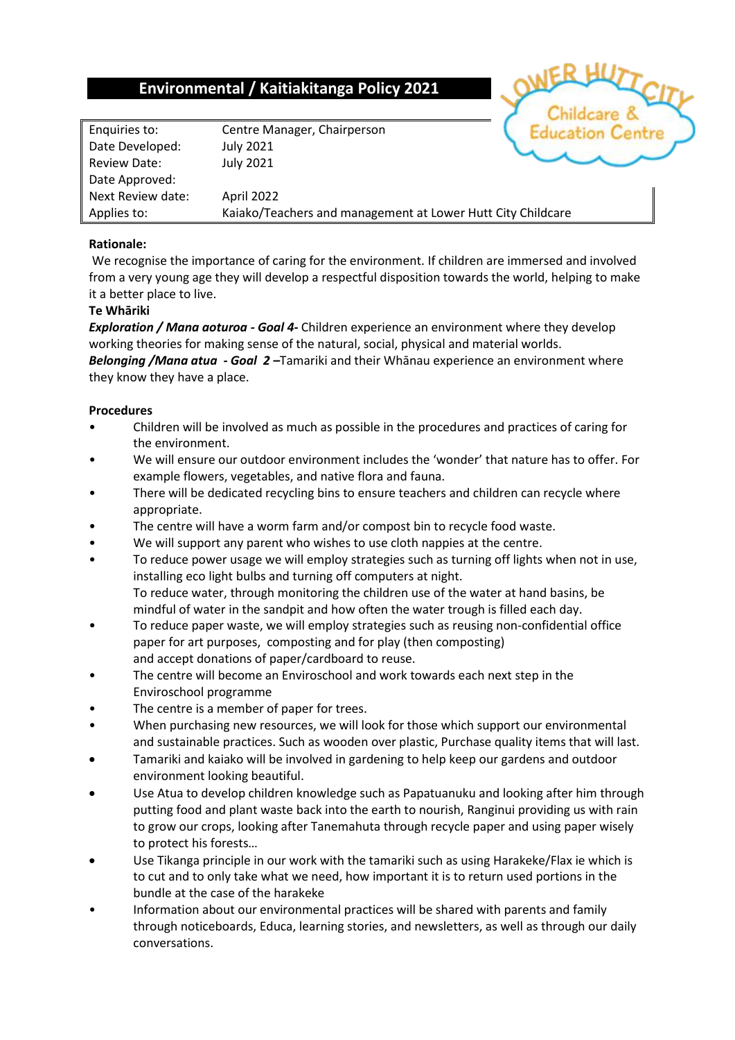# Environmental / Kaitiakitanga Policy 2021

| | |
|---|---|
| Enquiries to: | Centre Manager, Chairperson |
| Date Developed: | July 2021 |
| Review Date: | July 2021 |
| Date Approved: | |
| Next Review date: | April 2022 |
| Applies to: | Kaiako/Teachers and management at Lower Hutt City Childcare |

**Rationale:**

We recognise the importance of caring for the environment. If children are immersed and involved from a very young age they will develop a respectful disposition towards the world, helping to make it a better place to live.

**Te Whāriki**

***Exploration / Mana aoturoa - Goal 4-*** Children experience an environment where they develop working theories for making sense of the natural, social, physical and material worlds.

***Belonging /Mana atua - Goal 2 –***Tamariki and their Whānau experience an environment where they know they have a place.

**Procedures**

- Children will be involved as much as possible in the procedures and practices of caring for the environment.
- We will ensure our outdoor environment includes the 'wonder' that nature has to offer. For example flowers, vegetables, and native flora and fauna.
- There will be dedicated recycling bins to ensure teachers and children can recycle where appropriate.
- The centre will have a worm farm and/or compost bin to recycle food waste.
- We will support any parent who wishes to use cloth nappies at the centre.
- To reduce power usage we will employ strategies such as turning off lights when not in use, installing eco light bulbs and turning off computers at night.
  To reduce water, through monitoring the children use of the water at hand basins, be mindful of water in the sandpit and how often the water trough is filled each day.
- To reduce paper waste, we will employ strategies such as reusing non-confidential office paper for art purposes, composting and for play (then composting)
  and accept donations of paper/cardboard to reuse.
- The centre will become an Enviroschool and work towards each next step in the Enviroschool programme
- The centre is a member of paper for trees.
- When purchasing new resources, we will look for those which support our environmental and sustainable practices. Such as wooden over plastic, Purchase quality items that will last.
- Tamariki and kaiako will be involved in gardening to help keep our gardens and outdoor environment looking beautiful.
- Use Atua to develop children knowledge such as Papatuanuku and looking after him through putting food and plant waste back into the earth to nourish, Ranginui providing us with rain to grow our crops, looking after Tanemahuta through recycle paper and using paper wisely to protect his forests…
- Use Tikanga principle in our work with the tamariki such as using Harakeke/Flax ie which is to cut and to only take what we need, how important it is to return used portions in the bundle at the case of the harakeke
- Information about our environmental practices will be shared with parents and family through noticeboards, Educa, learning stories, and newsletters, as well as through our daily conversations.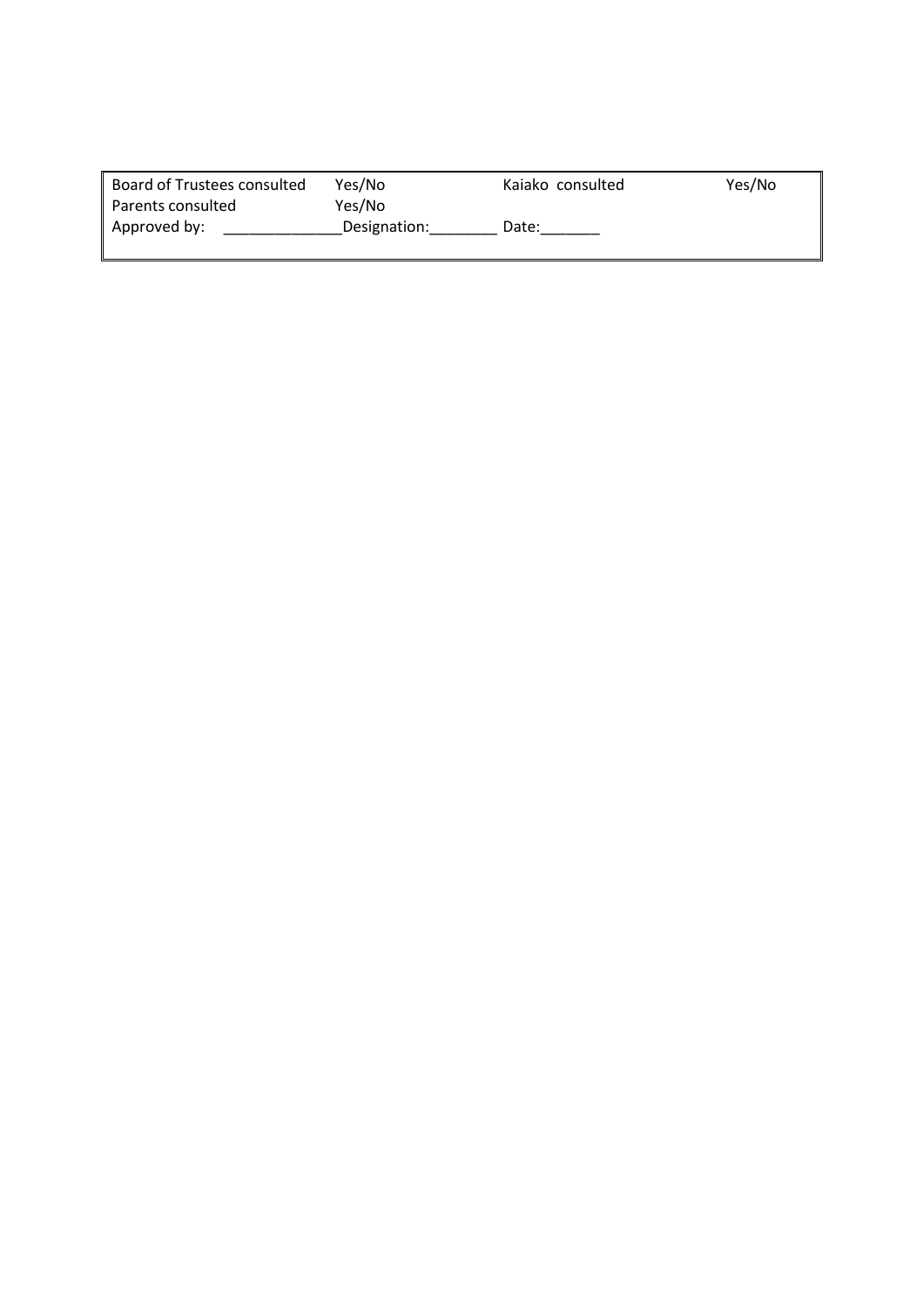| | | | |
|---|---|---|---|
| Board of Trustees consulted | Yes/No | Kaiako consulted | Yes/No |
| Parents consulted | Yes/No | | |
| Approved by: ______________ | Designation:________ | Date:_______ | |